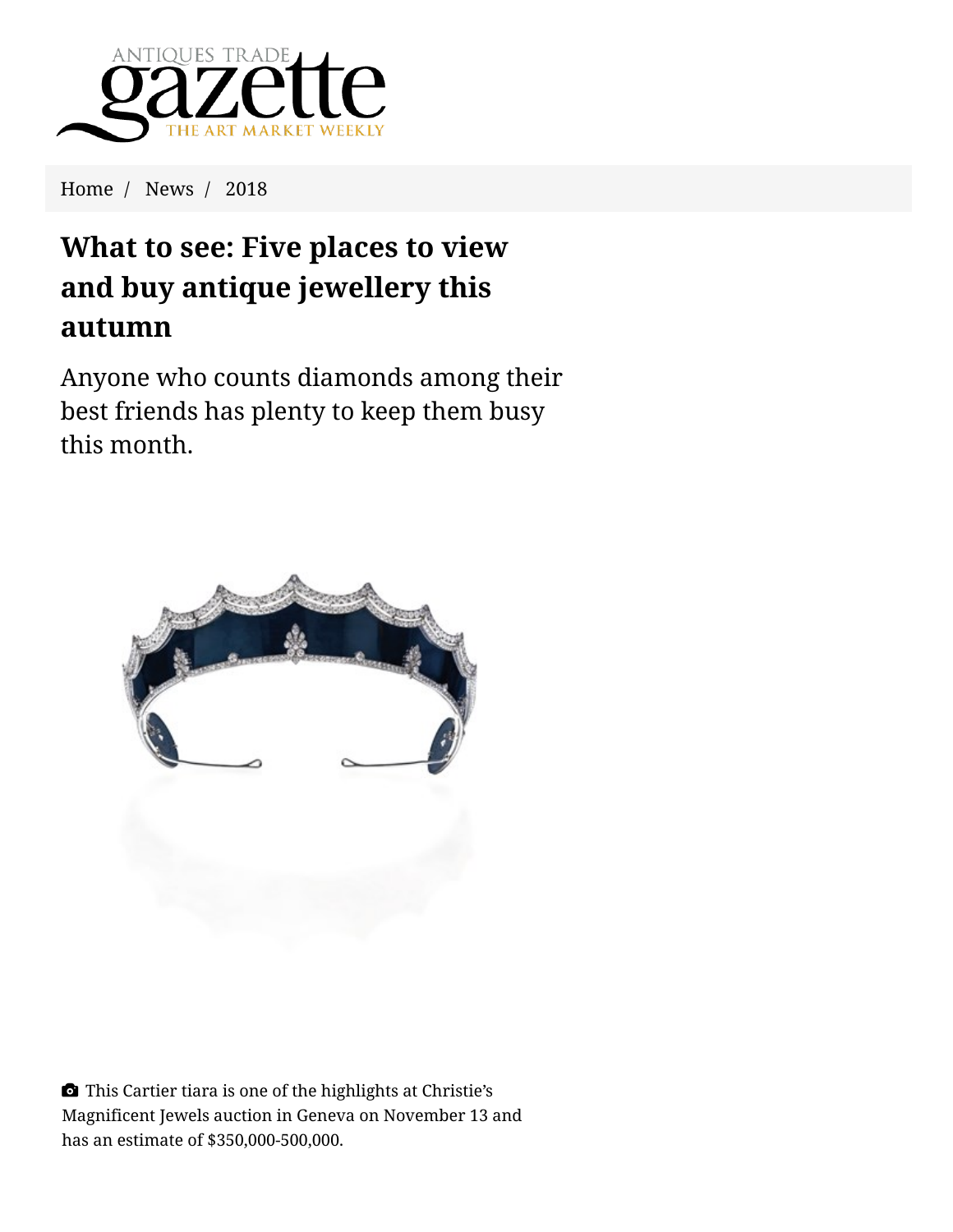Home / News / 2018

# What to see: Five places to view and buy antique jewellery this autumn

Anyone who counts diamonds among their best friends has plenty to keep them busy this month.

This Cartier tiara is one of the highlights at Christie's Magnificent Jewels auction in Geneva on November 13 and has an estimate of $350,000-500,000.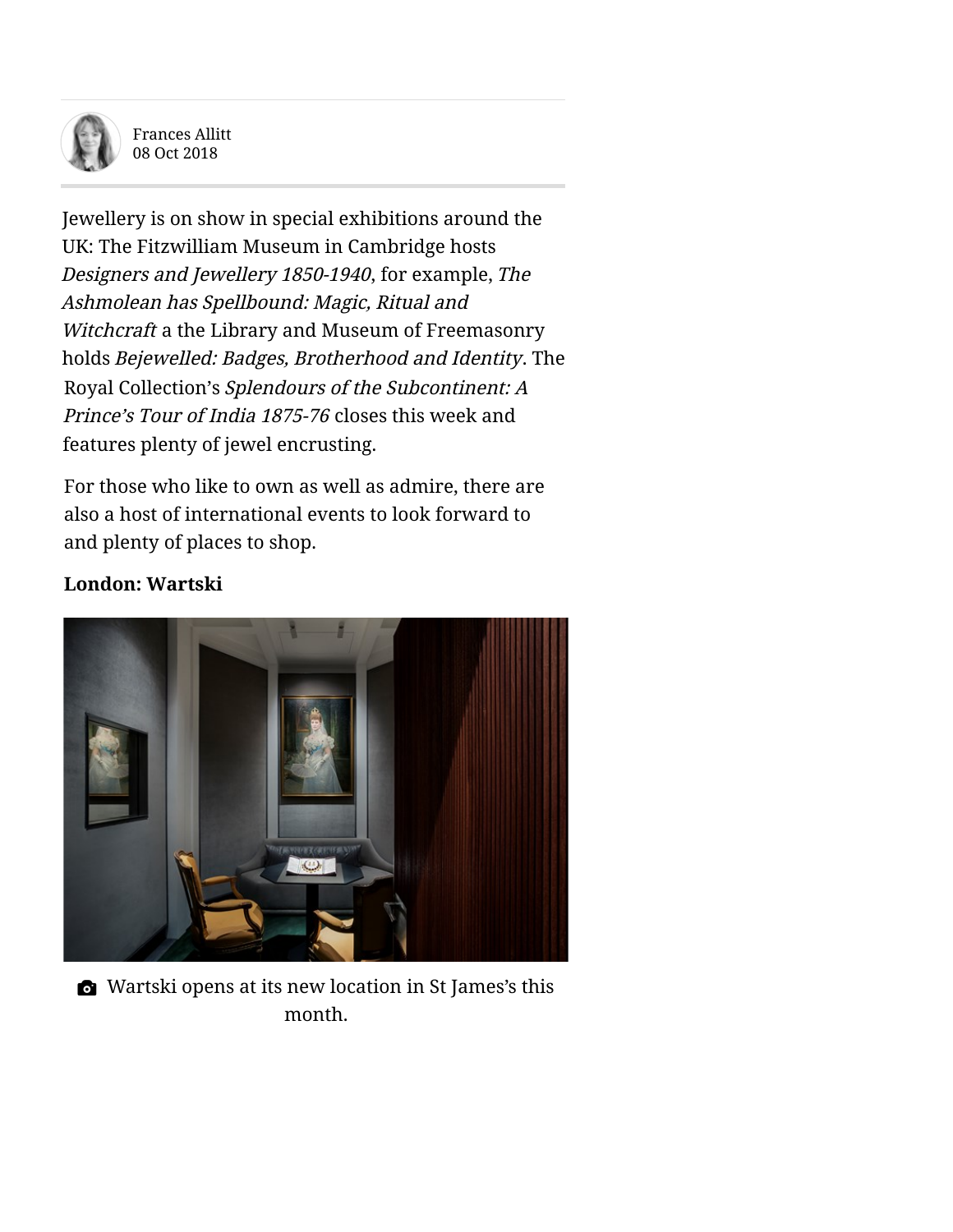Frances Allitt
08 Oct 2018

Jewellery is on show in special exhibitions around the UK: The Fitzwilliam Museum in Cambridge hosts *Designers and Jewellery 1850-1940*, for example, *The Ashmolean has Spellbound: Magic, Ritual and Witchcraft* a the Library and Museum of Freemasonry holds *Bejewelled: Badges, Brotherhood and Identity*. The Royal Collection's *Splendours of the Subcontinent: A Prince's Tour of India 1875-76* closes this week and features plenty of jewel encrusting.

For those who like to own as well as admire, there are also a host of international events to look forward to and plenty of places to shop.

**London: Wartski**

Wartski opens at its new location in St James's this month.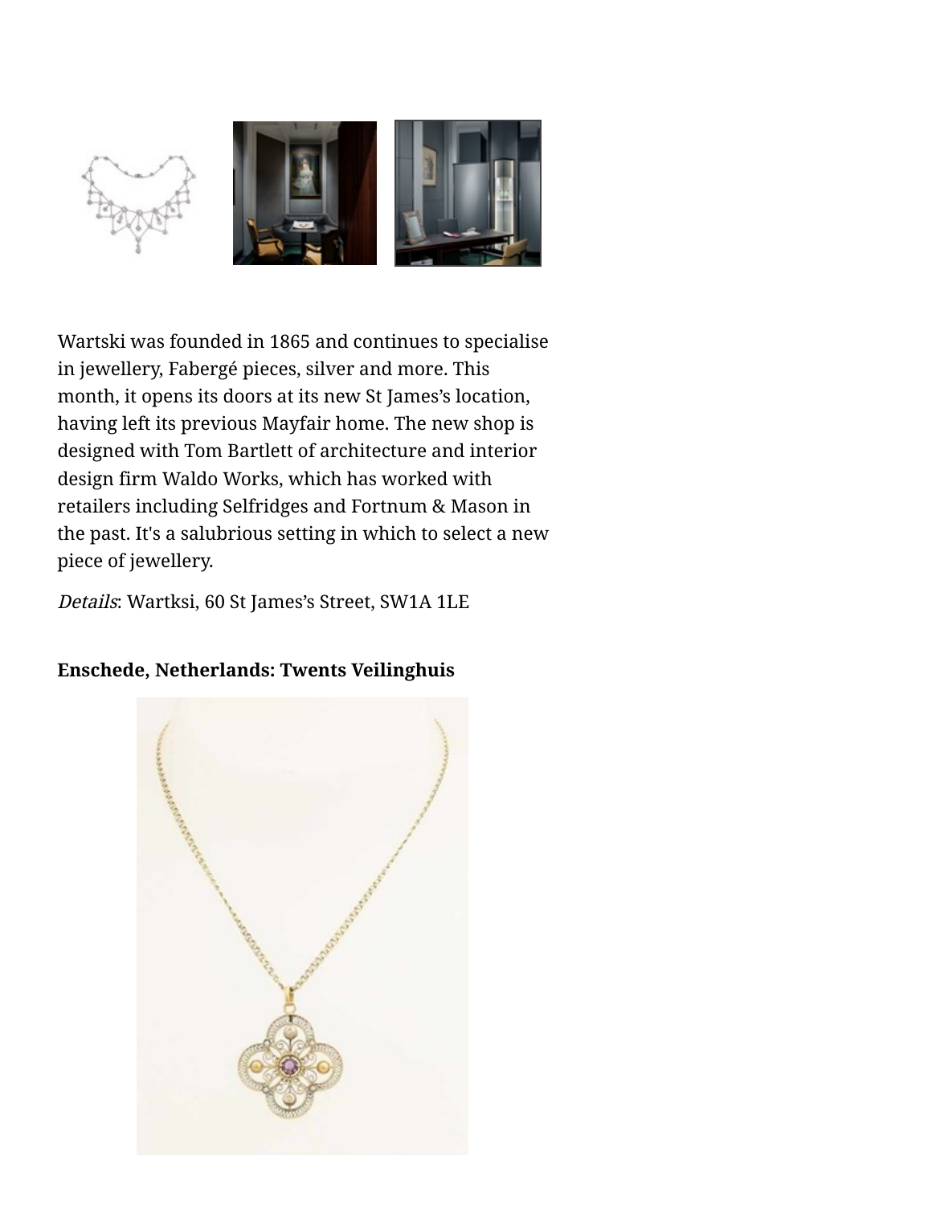Wartski was founded in 1865 and continues to specialise in jewellery, Fabergé pieces, silver and more. This month, it opens its doors at its new St James's location, having left its previous Mayfair home. The new shop is designed with Tom Bartlett of architecture and interior design firm Waldo Works, which has worked with retailers including Selfridges and Fortnum & Mason in the past. It's a salubrious setting in which to select a new piece of jewellery.

*Details*: Wartksi, 60 St James's Street, SW1A 1LE

**Enschede, Netherlands: Twents Veilinghuis**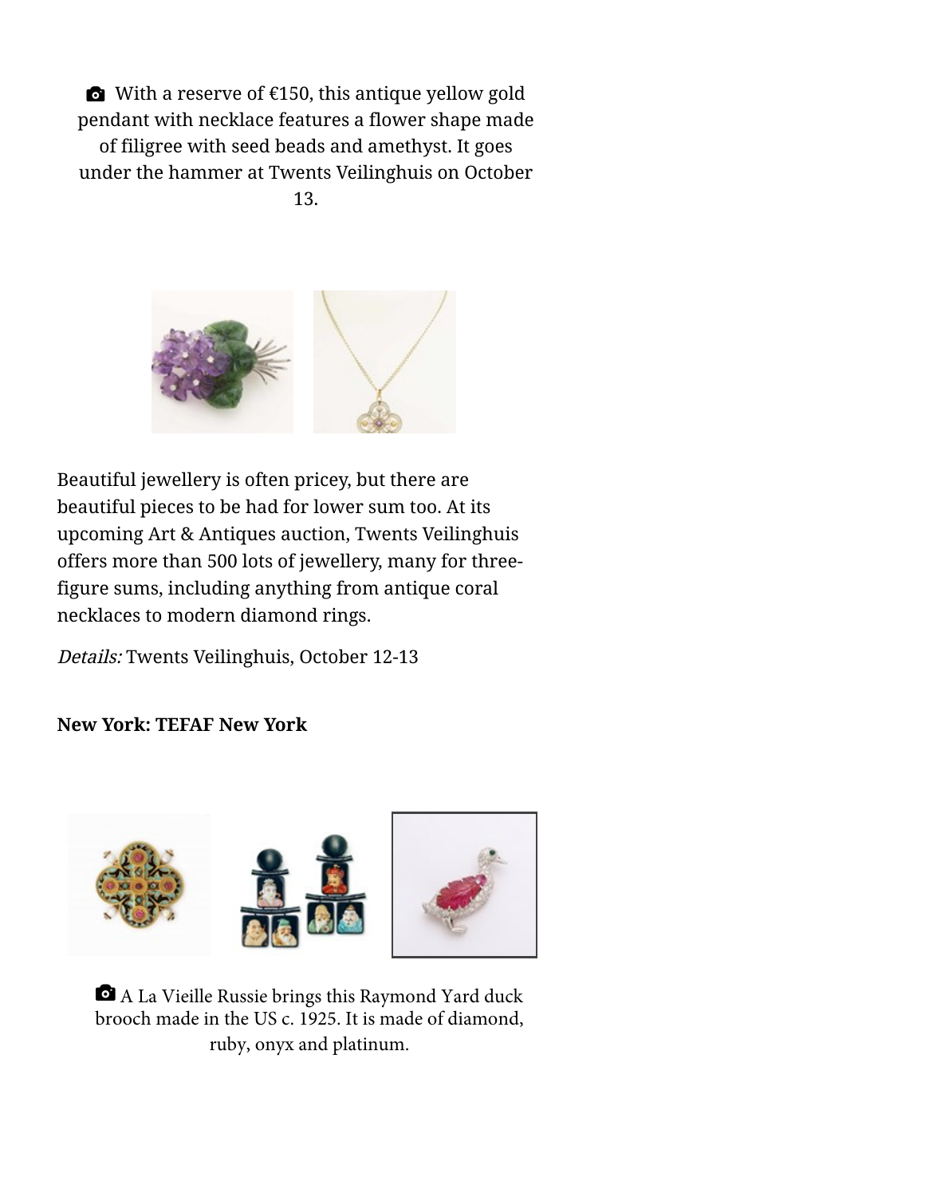With a reserve of €150, this antique yellow gold pendant with necklace features a flower shape made of filigree with seed beads and amethyst. It goes under the hammer at Twents Veilinghuis on October 13.

Beautiful jewellery is often pricey, but there are beautiful pieces to be had for lower sum too. At its upcoming Art & Antiques auction, Twents Veilinghuis offers more than 500 lots of jewellery, many for three-figure sums, including anything from antique coral necklaces to modern diamond rings.

*Details:* Twents Veilinghuis, October 12-13

**New York: TEFAF New York**

A La Vieille Russie brings this Raymond Yard duck brooch made in the US c. 1925. It is made of diamond, ruby, onyx and platinum.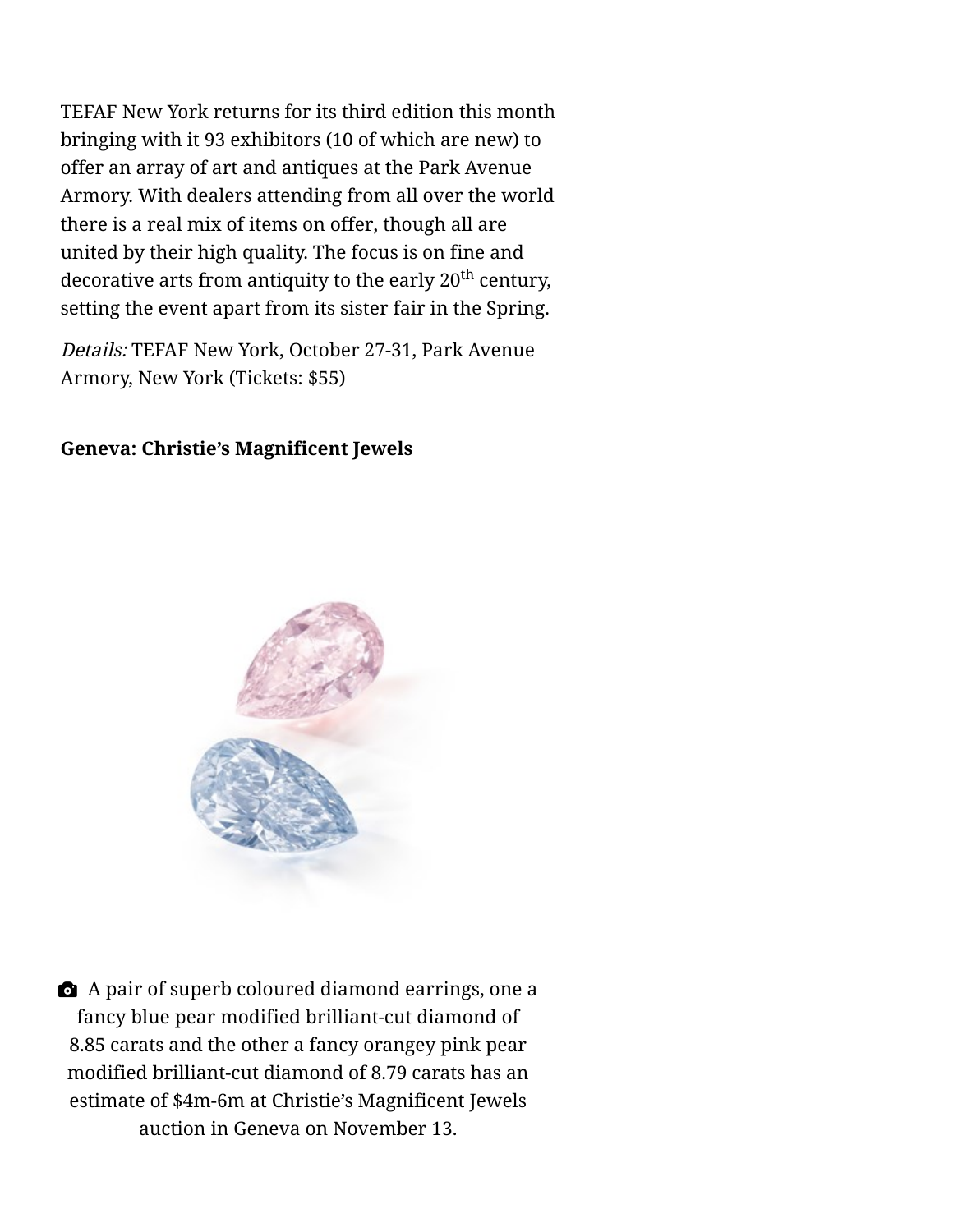TEFAF New York returns for its third edition this month bringing with it 93 exhibitors (10 of which are new) to offer an array of art and antiques at the Park Avenue Armory. With dealers attending from all over the world there is a real mix of items on offer, though all are united by their high quality. The focus is on fine and decorative arts from antiquity to the early 20th century, setting the event apart from its sister fair in the Spring.

*Details:* TEFAF New York, October 27-31, Park Avenue Armory, New York (Tickets: $55)

**Geneva: Christie's Magnificent Jewels**

A pair of superb coloured diamond earrings, one a fancy blue pear modified brilliant-cut diamond of 8.85 carats and the other a fancy orangey pink pear modified brilliant-cut diamond of 8.79 carats has an estimate of $4m-6m at Christie's Magnificent Jewels auction in Geneva on November 13.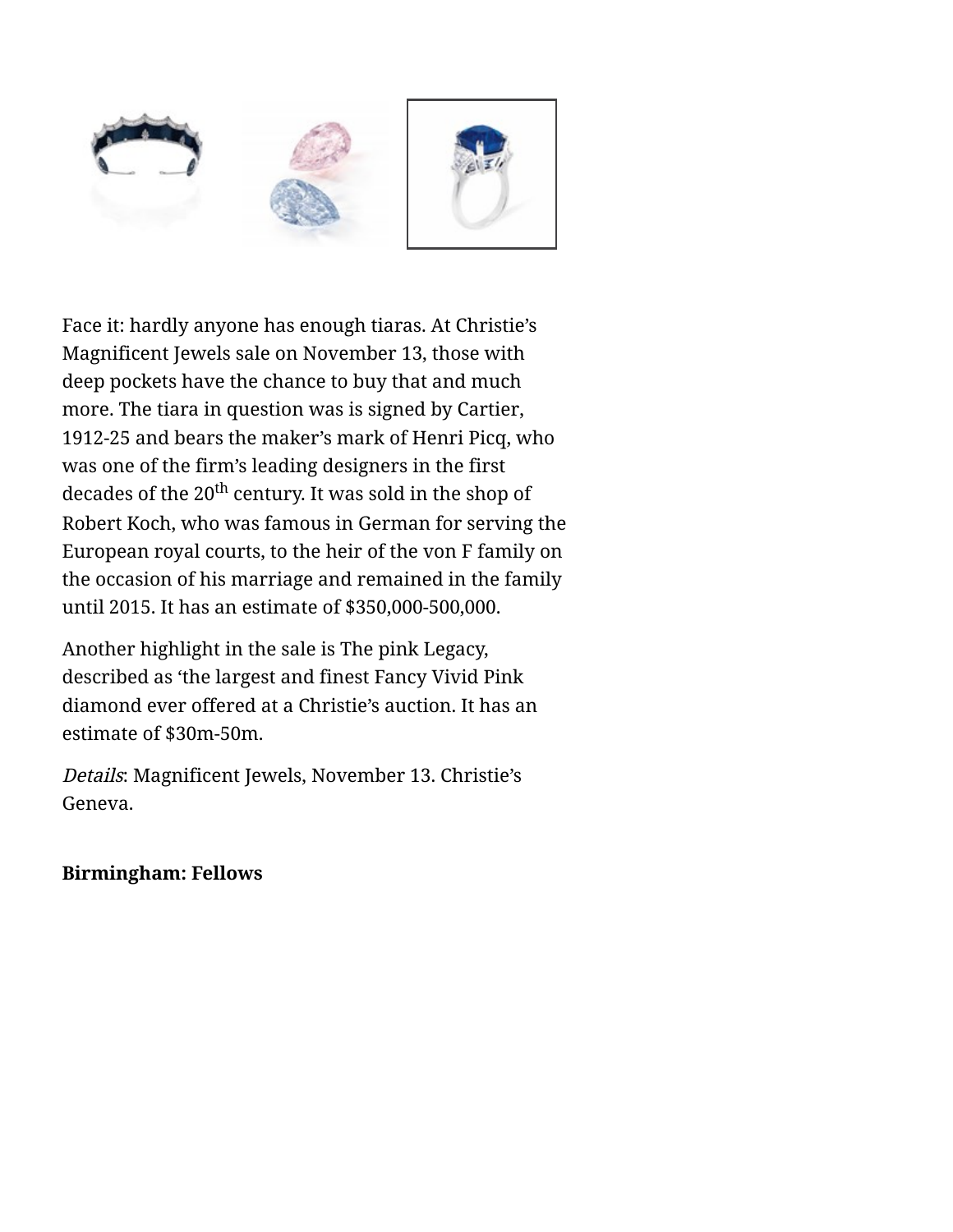Face it: hardly anyone has enough tiaras. At Christie's Magnificent Jewels sale on November 13, those with deep pockets have the chance to buy that and much more. The tiara in question was is signed by Cartier, 1912-25 and bears the maker's mark of Henri Picq, who was one of the firm's leading designers in the first decades of the 20th century. It was sold in the shop of Robert Koch, who was famous in German for serving the European royal courts, to the heir of the von F family on the occasion of his marriage and remained in the family until 2015. It has an estimate of $350,000-500,000.

Another highlight in the sale is The pink Legacy, described as 'the largest and finest Fancy Vivid Pink diamond ever offered at a Christie's auction. It has an estimate of $30m-50m.

*Details*: Magnificent Jewels, November 13. Christie's Geneva.

**Birmingham: Fellows**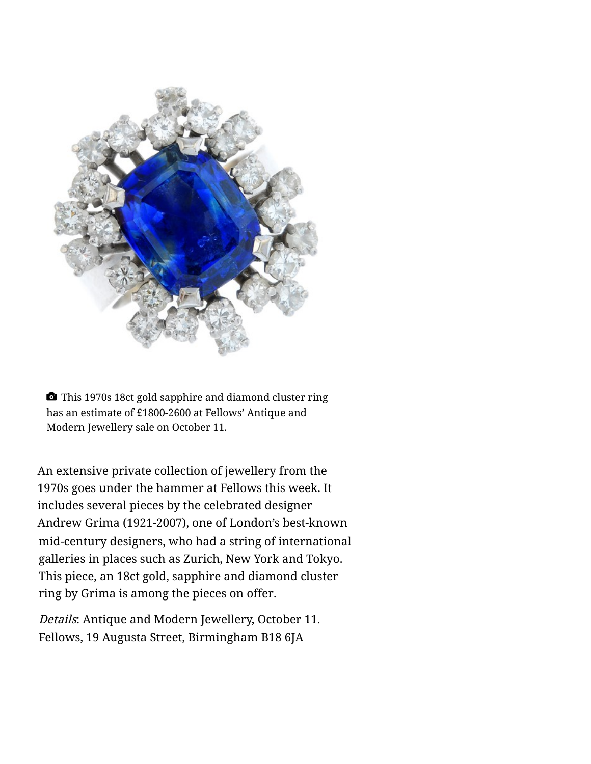This 1970s 18ct gold sapphire and diamond cluster ring has an estimate of £1800-2600 at Fellows' Antique and Modern Jewellery sale on October 11.

An extensive private collection of jewellery from the 1970s goes under the hammer at Fellows this week. It includes several pieces by the celebrated designer Andrew Grima (1921-2007), one of London's best-known mid-century designers, who had a string of international galleries in places such as Zurich, New York and Tokyo. This piece, an 18ct gold, sapphire and diamond cluster ring by Grima is among the pieces on offer.

*Details*: Antique and Modern Jewellery, October 11. Fellows, 19 Augusta Street, Birmingham B18 6JA